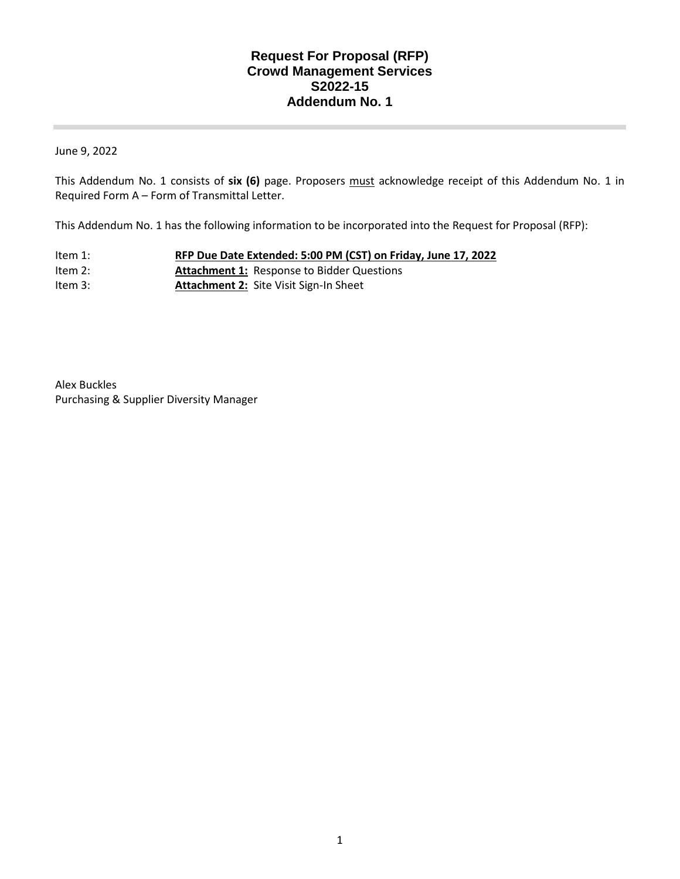# Request For Proposal (RFP)
# Crowd Management Services
# S2022-15
# Addendum No. 1

June 9, 2022

This Addendum No. 1 consists of **six (6)** page. Proposers <u>must</u> acknowledge receipt of this Addendum No. 1 in Required Form A – Form of Transmittal Letter.

This Addendum No. 1 has the following information to be incorporated into the Request for Proposal (RFP):

Item 1: **<u>RFP Due Date Extended: 5:00 PM (CST) on Friday, June 17, 2022</u>**
Item 2: **<u>Attachment 1:</u>** Response to Bidder Questions
Item 3: **<u>Attachment 2:</u>** Site Visit Sign-In Sheet

Alex Buckles
Purchasing & Supplier Diversity Manager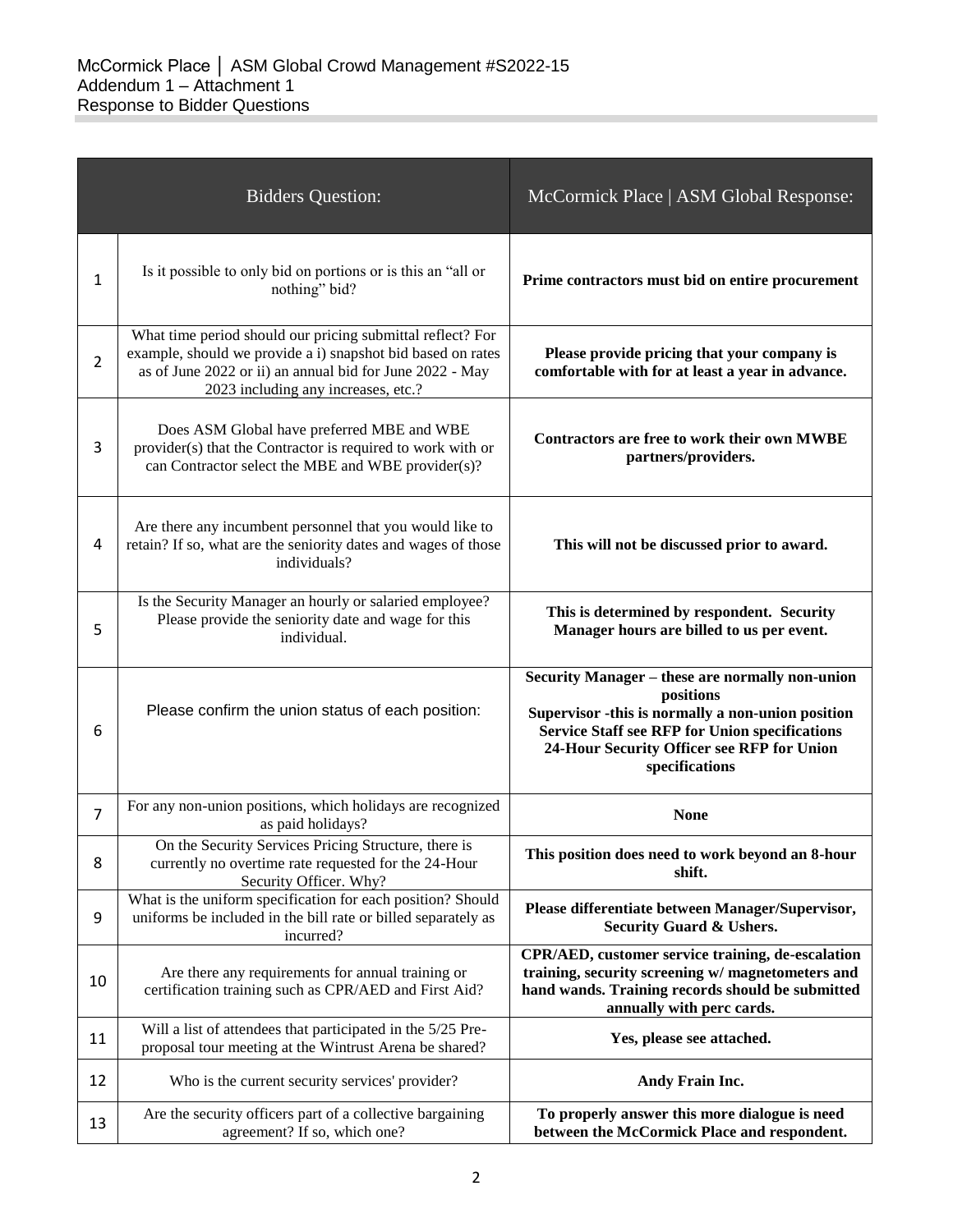McCormick Place │ ASM Global Crowd Management #S2022-15
Addendum 1 – Attachment 1
Response to Bidder Questions

| | Bidders Question: | McCormick Place \| ASM Global Response: |
|---|---|---|
| 1 | Is it possible to only bid on portions or is this an "all or nothing" bid? | **Prime contractors must bid on entire procurement** |
| 2 | What time period should our pricing submittal reflect? For example, should we provide a i) snapshot bid based on rates as of June 2022 or ii) an annual bid for June 2022 - May 2023 including any increases, etc.? | **Please provide pricing that your company is comfortable with for at least a year in advance.** |
| 3 | Does ASM Global have preferred MBE and WBE provider(s) that the Contractor is required to work with or can Contractor select the MBE and WBE provider(s)? | **Contractors are free to work their own MWBE partners/providers.** |
| 4 | Are there any incumbent personnel that you would like to retain? If so, what are the seniority dates and wages of those individuals? | **This will not be discussed prior to award.** |
| 5 | Is the Security Manager an hourly or salaried employee? Please provide the seniority date and wage for this individual. | **This is determined by respondent. Security Manager hours are billed to us per event.** |
| 6 | Please confirm the union status of each position: | **Security Manager – these are normally non-union positions<br>Supervisor -this is normally a non-union position<br>Service Staff see RFP for Union specifications<br>24-Hour Security Officer see RFP for Union specifications** |
| 7 | For any non-union positions, which holidays are recognized as paid holidays? | **None** |
| 8 | On the Security Services Pricing Structure, there is currently no overtime rate requested for the 24-Hour Security Officer. Why? | **This position does need to work beyond an 8-hour shift.** |
| 9 | What is the uniform specification for each position? Should uniforms be included in the bill rate or billed separately as incurred? | **Please differentiate between Manager/Supervisor, Security Guard & Ushers.** |
| 10 | Are there any requirements for annual training or certification training such as CPR/AED and First Aid? | **CPR/AED, customer service training, de-escalation training, security screening w/ magnetometers and hand wands. Training records should be submitted annually with perc cards.** |
| 11 | Will a list of attendees that participated in the 5/25 Pre-proposal tour meeting at the Wintrust Arena be shared? | **Yes, please see attached.** |
| 12 | Who is the current security services' provider? | **Andy Frain Inc.** |
| 13 | Are the security officers part of a collective bargaining agreement? If so, which one? | **To properly answer this more dialogue is need between the McCormick Place and respondent.** |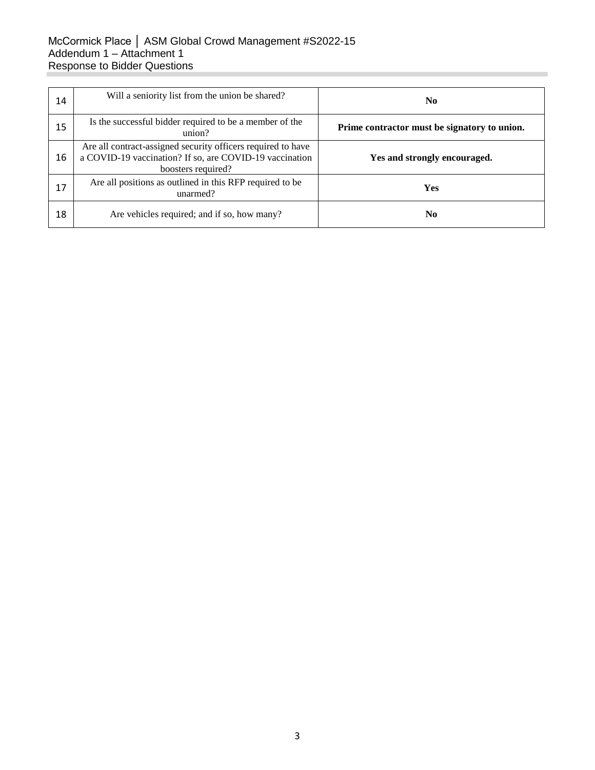| 14 | Will a seniority list from the union be shared? | **No** |
|---|---|---|
| 15 | Is the successful bidder required to be a member of the union? | **Prime contractor must be signatory to union.** |
| 16 | Are all contract-assigned security officers required to have a COVID-19 vaccination? If so, are COVID-19 vaccination boosters required? | **Yes and strongly encouraged.** |
| 17 | Are all positions as outlined in this RFP required to be unarmed? | **Yes** |
| 18 | Are vehicles required; and if so, how many? | **No** |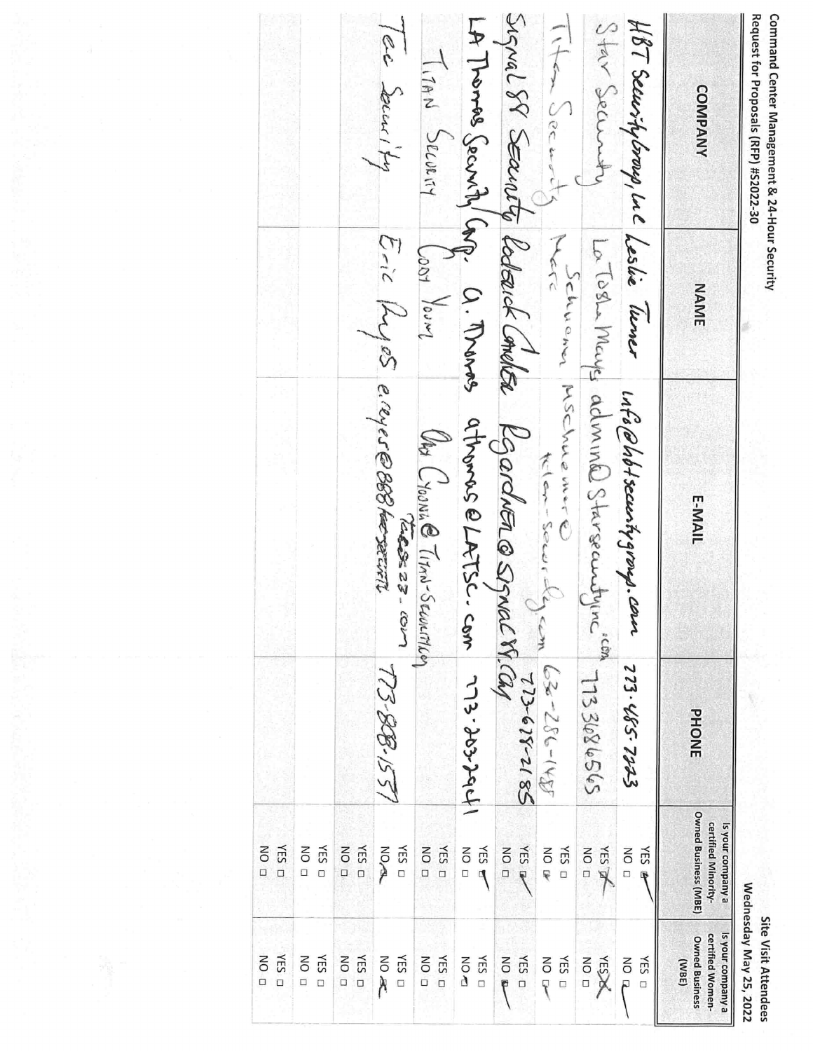Command Center Management & 24-Hour Security
Request for Proposals (RFP) #S2022-30

Site Visit Attendees
Wednesday May 25, 2022

| COMPANY | NAME | E-MAIL | PHONE | Is your company a certified Minority-Owned Business (MBE) | Is your company a certified Women-Owned Business (WBE) |
|---|---|---|---|---|---|
| HBT Securitygroup, LLC | Leslie Turner | info@hbtsecuritygroup.com | 773-485-7273 | YES ☑ NO □ | YES □ NO ☑ |
| Star Security | LaTosha Mays | admin@Starsecurityinc.com | 773 368 6565 | YES ☑ NO □ | YES ☑ NO □ |
| Titan Security | Schueman Marc | MSchueman@titan-security.com | 630-286-1488 | YES □ NO ☑ | YES □ NO ☑ |
| Signal 88 Security | Roderick Gardner | RGardner@Signal88.com | 773-628-2185 | YES ☑ NO □ | YES □ NO ☑ |
| LA Thomas Security Corp. | A. Thomas | athomas@LATSC.com | 773-203-2941 | YES ☑ NO □ | YES □ NO ☑ |
| Titan Security | Cody Young | Cody.Young@Titan-Security.com | | YES □ NO □ | YES □ NO □ |
| Tec Security | Eric Reyes | e.reyes@888tecsecurity.com | 773-888-1557 | YES □ NO ☑ | YES □ NO ☑ |
| | | | | YES □ NO □ | YES □ NO □ |
| | | | | YES □ NO □ | YES □ NO □ |
| | | | | YES □ NO □ | YES □ NO □ |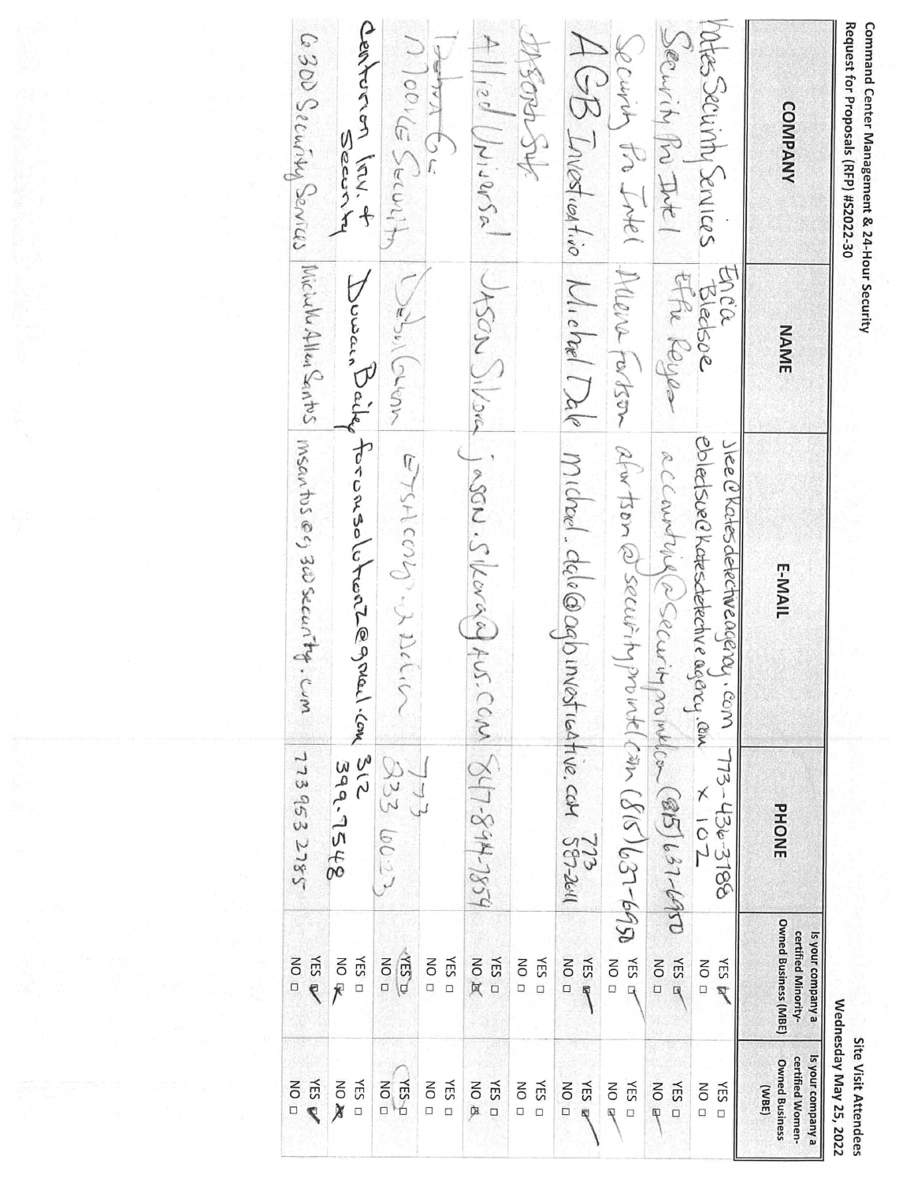**Command Center Management & 24-Hour Security**
**Request for Proposals (RFP) #S2022-30**

**Site Visit Attendees**
**Wednesday May 25, 2022**

| COMPANY | NAME | E-MAIL | PHONE | Is your company a certified Minority-Owned Business (MBE) | Is your company a certified Women-Owned Business (WBE) |
|---|---|---|---|---|---|
| Kates Security Services | Erica Bledsoe | jlee@katesdetectiveagency.com ebledsoe@katesdetectiveagency.com | 773-436-3188 x 102 | YES ✓ | |
| Security Pro Intel | Effie Reyes | accounting@securityprointel.com | (815) 637-6950 | YES ✓ | NO ✓ |
| Security Pro Intel | Allen Forston | aforston@securityprointel.com | (815) 637-6950 | YES ✓ | NO ✓ |
| AGB Investigatio | Michael Dale | michael.dale@agbinvestigative.com | 773 587-2611 | YES ✓ | YES ✓ |
| ~~JASON SILVA~~ | | | | | |
| Allied Universal | JASON SILVA | jason.silva@AUS.COM | 847-894-1859 | NO ✓ | NO ✓ |
| ~~Debra Gu~~ Moore Security | Debra Gaston | ETSHcorp@aol.com | 773 833 6023 | YES ✓ | YES ✓ |
| Centurion Inv. & Security | Duwan Bailey | forensolution2@gmail.com | 312 399-7548 | NO ✓ | NO ✓ |
| G300 Security Services | Michelle Allen Santos | msantos@g300security.com | 773 953 2785 | YES ✓ | YES ✓ |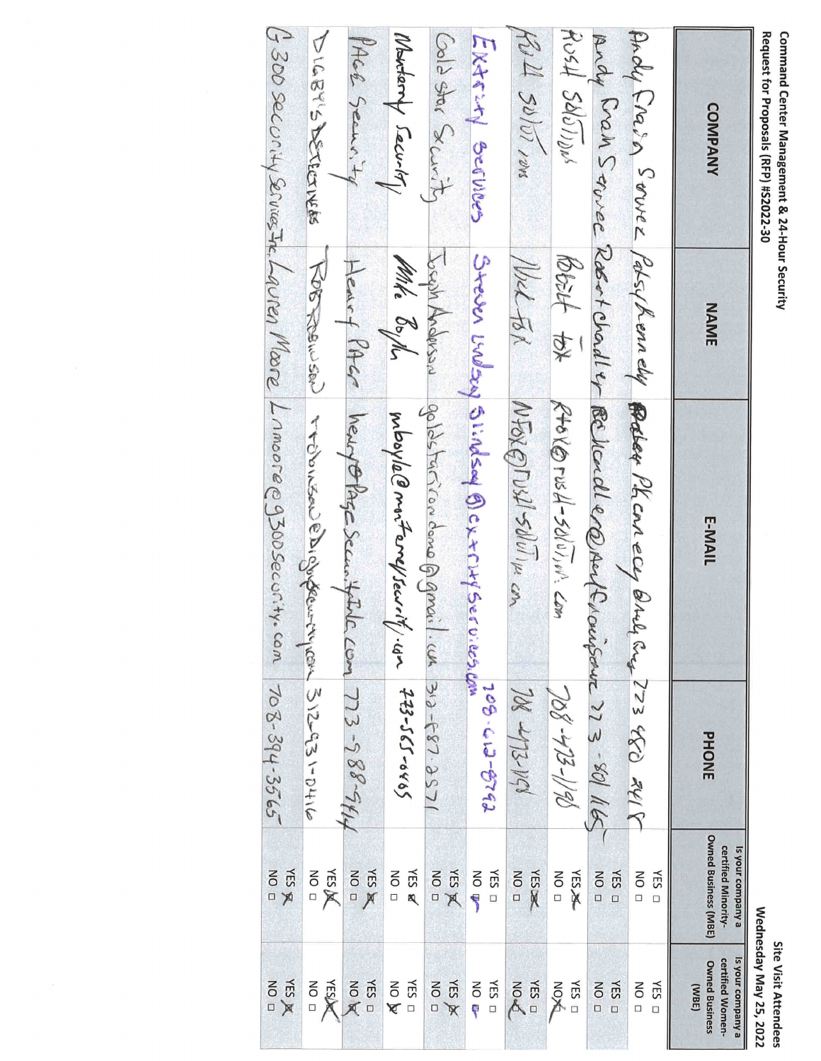**Command Center Management & 24-Hour Security**
**Request for Proposals (RFP) #S2022-30**

**Site Visit Attendees**
**Wednesday May 25, 2022**

| COMPANY | NAME | E-MAIL | PHONE | Is your company a certified Minority-Owned Business (MBE) | Is your company a certified Women-Owned Business (WBE) |
|---|---|---|---|---|---|
| Andy Frain Service | Patsy Kennedy | PKennedy@AndyFrain.com | 773 680 2418 | YES ☐ NO ☐ | YES ☐ NO ☐ |
| Andy Frain Service | Robert Chandler | RChandler@AndyFrainService | 773-801 1165 | YES ☐ NO ☐ | YES ☐ NO ☐ |
| Rush Solutions | Robert Fox | RFox@rush-solutions.com | 708-473-1198 | YES ☒ NO ☐ | YES ☐ NO ☒ |
| Rush Solutions | Nick Fox | NFox@rush-solutions.com | 708 473-1198 | YES ☒ NO ☐ | YES ☐ NO ☒ |
| Extrity Services | Steven Lindsay | Slindsay@extrityservices.com | 708-612-8792 | YES ☐ NO ☒ | YES ☐ NO ☒ |
| Gold Star Security | Joseph Anderson | goldstarjoedanao@gmail.com | 312-587-2571 | YES ☒ NO ☐ | YES ☒ NO ☐ |
| Monterey Security | Mike Boyle | mboyle@montereysecurity.com | 773-565-0405 | YES ☒ NO ☐ | YES ☐ NO ☒ |
| Page Security | Henry Page | henry@PageSecurityInc.com | 773-588-9414 | YES ☒ NO ☐ | YES ☐ NO ☒ |
| Digby's Detectives | Rob Robinson | rrobinson@digbysecurity.com | 312-931-0416 | YES ☒ NO ☐ | YES ☒ NO ☐ |
| G 300 Security Services Inc | Lauren Moore | Lmoore@g300security.com | 708-394-3565 | YES ☒ NO ☐ | YES ☒ NO ☐ |